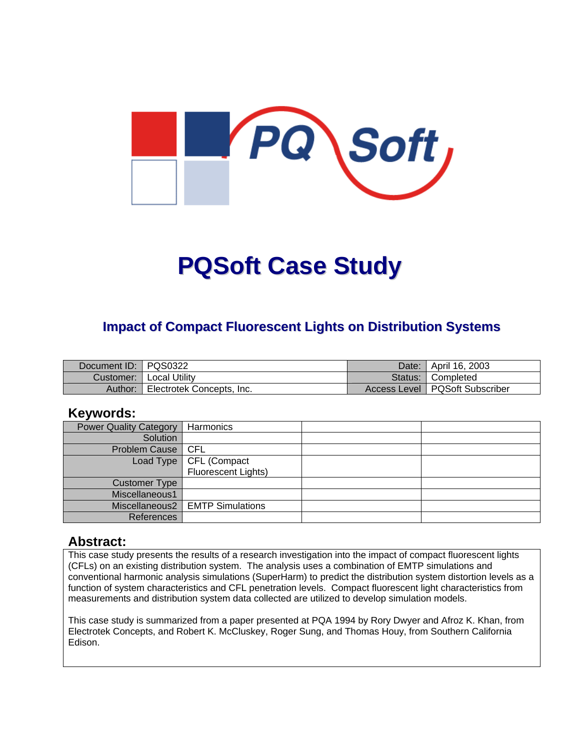# PQSoft Case Study

## Impact of Compact Fluorescent Lights on Distribution Systems

| Document ID: | PQS0322 | Date: | April 16, 2003 |
|---|---|---|---|
| Customer: | Local Utility | Status: | Completed |
| Author: | Electrotek Concepts, Inc. | Access Level | PQSoft Subscriber |

## Keywords:

| Power Quality Category | Harmonics | | |
|---|---|---|---|
| Solution | | | |
| Problem Cause | CFL | | |
| Load Type | CFL (Compact Fluorescent Lights) | | |
| Customer Type | | | |
| Miscellaneous1 | | | |
| Miscellaneous2 | EMTP Simulations | | |
| References | | | |

## Abstract:

This case study presents the results of a research investigation into the impact of compact fluorescent lights (CFLs) on an existing distribution system. The analysis uses a combination of EMTP simulations and conventional harmonic analysis simulations (SuperHarm) to predict the distribution system distortion levels as a function of system characteristics and CFL penetration levels. Compact fluorescent light characteristics from measurements and distribution system data collected are utilized to develop simulation models.

This case study is summarized from a paper presented at PQA 1994 by Rory Dwyer and Afroz K. Khan, from Electrotek Concepts, and Robert K. McCluskey, Roger Sung, and Thomas Houy, from Southern California Edison.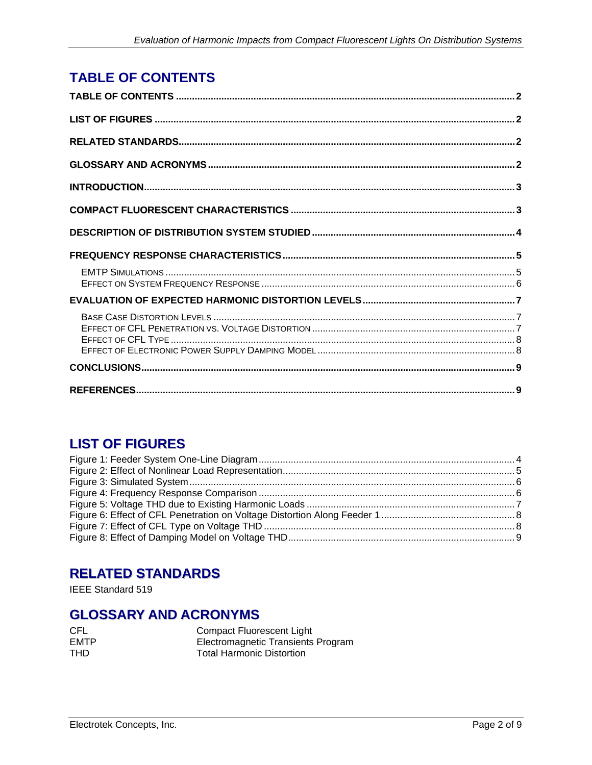## TABLE OF CONTENTS

**TABLE OF CONTENTS** .......... 2

**LIST OF FIGURES** .......... 2

**RELATED STANDARDS** .......... 2

**GLOSSARY AND ACRONYMS** .......... 2

**INTRODUCTION** .......... 3

**COMPACT FLUORESCENT CHARACTERISTICS** .......... 3

**DESCRIPTION OF DISTRIBUTION SYSTEM STUDIED** .......... 4

**FREQUENCY RESPONSE CHARACTERISTICS** .......... 5

- EMTP SIMULATIONS .......... 5
- EFFECT ON SYSTEM FREQUENCY RESPONSE .......... 6

**EVALUATION OF EXPECTED HARMONIC DISTORTION LEVELS** .......... 7

- BASE CASE DISTORTION LEVELS .......... 7
- EFFECT OF CFL PENETRATION VS. VOLTAGE DISTORTION .......... 7
- EFFECT OF CFL TYPE .......... 8
- EFFECT OF ELECTRONIC POWER SUPPLY DAMPING MODEL .......... 8

**CONCLUSIONS** .......... 9

**REFERENCES** .......... 9

## LIST OF FIGURES

Figure 1: Feeder System One-Line Diagram .......... 4
Figure 2: Effect of Nonlinear Load Representation .......... 5
Figure 3: Simulated System .......... 6
Figure 4: Frequency Response Comparison .......... 6
Figure 5: Voltage THD due to Existing Harmonic Loads .......... 7
Figure 6: Effect of CFL Penetration on Voltage Distortion Along Feeder 1 .......... 8
Figure 7: Effect of CFL Type on Voltage THD .......... 8
Figure 8: Effect of Damping Model on Voltage THD .......... 9

## RELATED STANDARDS

IEEE Standard 519

## GLOSSARY AND ACRONYMS

| | |
|---|---|
| CFL | Compact Fluorescent Light |
| EMTP | Electromagnetic Transients Program |
| THD | Total Harmonic Distortion |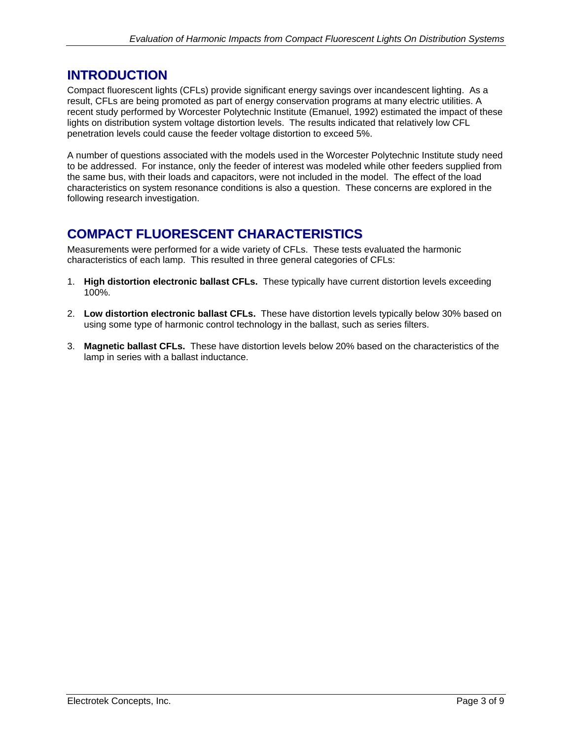## INTRODUCTION

Compact fluorescent lights (CFLs) provide significant energy savings over incandescent lighting. As a result, CFLs are being promoted as part of energy conservation programs at many electric utilities. A recent study performed by Worcester Polytechnic Institute (Emanuel, 1992) estimated the impact of these lights on distribution system voltage distortion levels. The results indicated that relatively low CFL penetration levels could cause the feeder voltage distortion to exceed 5%.

A number of questions associated with the models used in the Worcester Polytechnic Institute study need to be addressed. For instance, only the feeder of interest was modeled while other feeders supplied from the same bus, with their loads and capacitors, were not included in the model. The effect of the load characteristics on system resonance conditions is also a question. These concerns are explored in the following research investigation.

## COMPACT FLUORESCENT CHARACTERISTICS

Measurements were performed for a wide variety of CFLs. These tests evaluated the harmonic characteristics of each lamp. This resulted in three general categories of CFLs:

1. **High distortion electronic ballast CFLs.** These typically have current distortion levels exceeding 100%.
2. **Low distortion electronic ballast CFLs.** These have distortion levels typically below 30% based on using some type of harmonic control technology in the ballast, such as series filters.
3. **Magnetic ballast CFLs.** These have distortion levels below 20% based on the characteristics of the lamp in series with a ballast inductance.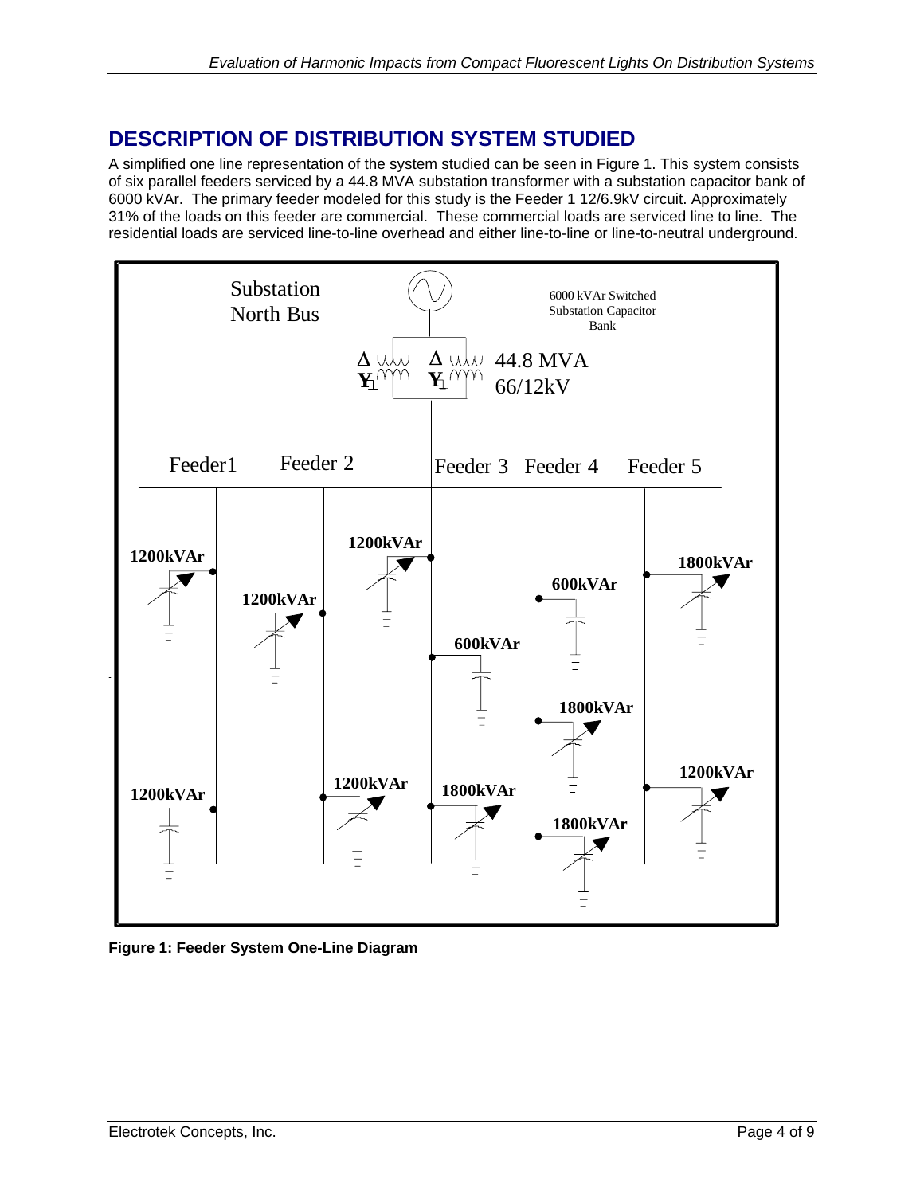## DESCRIPTION OF DISTRIBUTION SYSTEM STUDIED

A simplified one line representation of the system studied can be seen in Figure 1. This system consists of six parallel feeders serviced by a 44.8 MVA substation transformer with a substation capacitor bank of 6000 kVAr. The primary feeder modeled for this study is the Feeder 1 12/6.9kV circuit. Approximately 31% of the loads on this feeder are commercial. These commercial loads are serviced line to line. The residential loads are serviced line-to-line overhead and either line-to-line or line-to-neutral underground.

**Figure 1: Feeder System One-Line Diagram**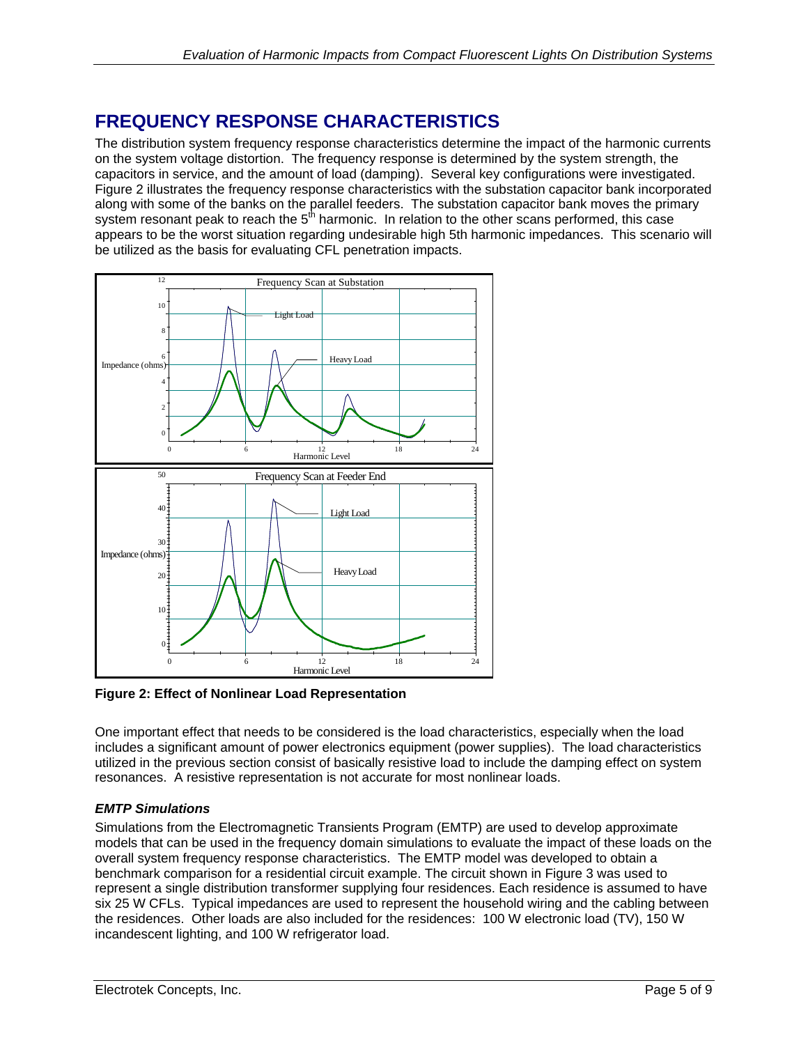## FREQUENCY RESPONSE CHARACTERISTICS

The distribution system frequency response characteristics determine the impact of the harmonic currents on the system voltage distortion. The frequency response is determined by the system strength, the capacitors in service, and the amount of load (damping). Several key configurations were investigated. Figure 2 illustrates the frequency response characteristics with the substation capacitor bank incorporated along with some of the banks on the parallel feeders. The substation capacitor bank moves the primary system resonant peak to reach the 5th harmonic. In relation to the other scans performed, this case appears to be the worst situation regarding undesirable high 5th harmonic impedances. This scenario will be utilized as the basis for evaluating CFL penetration impacts.

**Figure 2: Effect of Nonlinear Load Representation**

One important effect that needs to be considered is the load characteristics, especially when the load includes a significant amount of power electronics equipment (power supplies). The load characteristics utilized in the previous section consist of basically resistive load to include the damping effect on system resonances. A resistive representation is not accurate for most nonlinear loads.

### *EMTP Simulations*

Simulations from the Electromagnetic Transients Program (EMTP) are used to develop approximate models that can be used in the frequency domain simulations to evaluate the impact of these loads on the overall system frequency response characteristics. The EMTP model was developed to obtain a benchmark comparison for a residential circuit example. The circuit shown in Figure 3 was used to represent a single distribution transformer supplying four residences. Each residence is assumed to have six 25 W CFLs. Typical impedances are used to represent the household wiring and the cabling between the residences. Other loads are also included for the residences: 100 W electronic load (TV), 150 W incandescent lighting, and 100 W refrigerator load.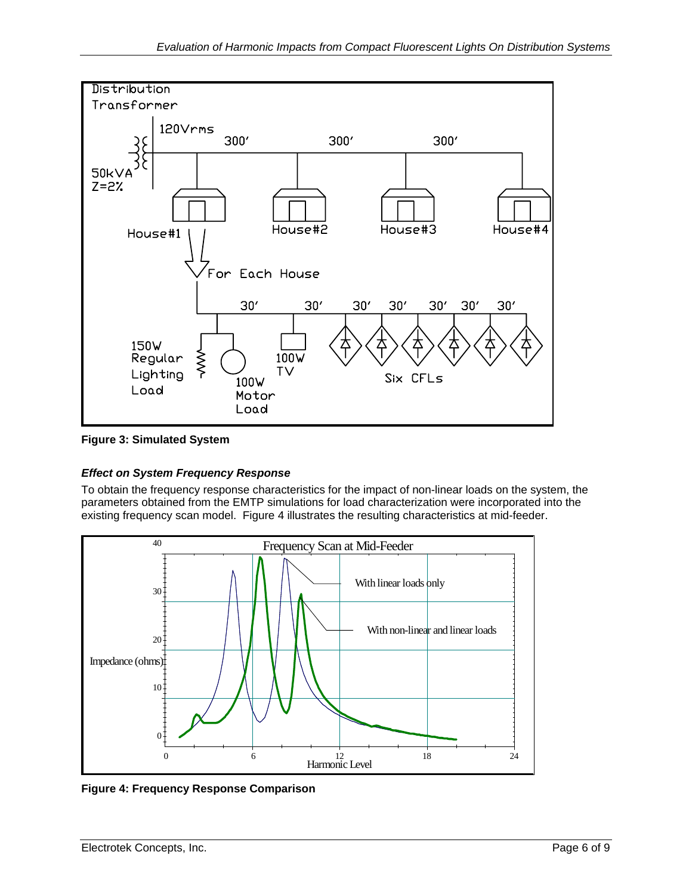Figure 3: Simulated System

*Effect on System Frequency Response*

To obtain the frequency response characteristics for the impact of non-linear loads on the system, the parameters obtained from the EMTP simulations for load characterization were incorporated into the existing frequency scan model. Figure 4 illustrates the resulting characteristics at mid-feeder.

**Figure 4: Frequency Response Comparison**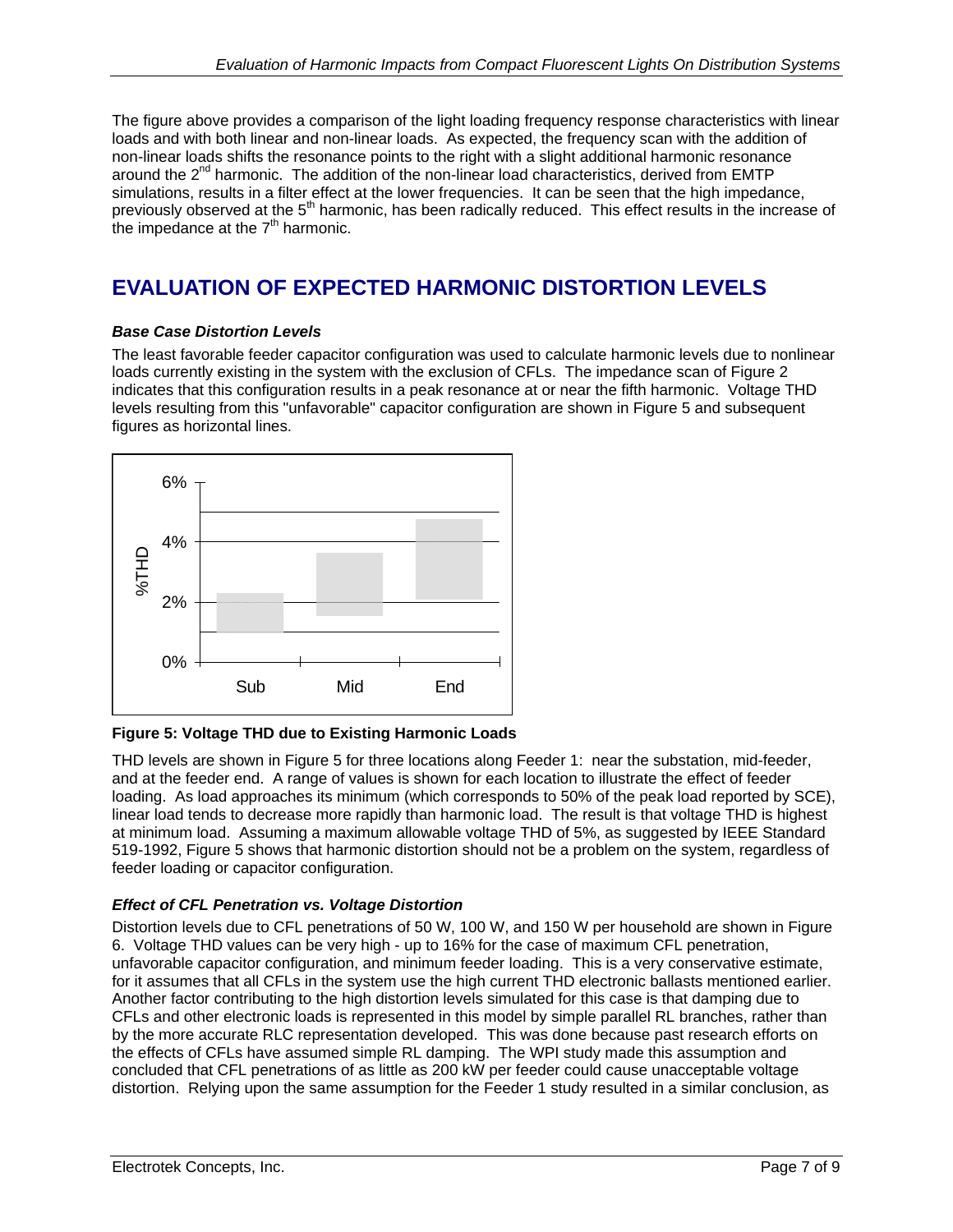The figure above provides a comparison of the light loading frequency response characteristics with linear loads and with both linear and non-linear loads. As expected, the frequency scan with the addition of non-linear loads shifts the resonance points to the right with a slight additional harmonic resonance around the 2nd harmonic. The addition of the non-linear load characteristics, derived from EMTP simulations, results in a filter effect at the lower frequencies. It can be seen that the high impedance, previously observed at the 5th harmonic, has been radically reduced. This effect results in the increase of the impedance at the 7th harmonic.

# EVALUATION OF EXPECTED HARMONIC DISTORTION LEVELS

### *Base Case Distortion Levels*

The least favorable feeder capacitor configuration was used to calculate harmonic levels due to nonlinear loads currently existing in the system with the exclusion of CFLs. The impedance scan of Figure 2 indicates that this configuration results in a peak resonance at or near the fifth harmonic. Voltage THD levels resulting from this "unfavorable" capacitor configuration are shown in Figure 5 and subsequent figures as horizontal lines.

**Figure 5: Voltage THD due to Existing Harmonic Loads**

THD levels are shown in Figure 5 for three locations along Feeder 1: near the substation, mid-feeder, and at the feeder end. A range of values is shown for each location to illustrate the effect of feeder loading. As load approaches its minimum (which corresponds to 50% of the peak load reported by SCE), linear load tends to decrease more rapidly than harmonic load. The result is that voltage THD is highest at minimum load. Assuming a maximum allowable voltage THD of 5%, as suggested by IEEE Standard 519-1992, Figure 5 shows that harmonic distortion should not be a problem on the system, regardless of feeder loading or capacitor configuration.

### *Effect of CFL Penetration vs. Voltage Distortion*

Distortion levels due to CFL penetrations of 50 W, 100 W, and 150 W per household are shown in Figure 6. Voltage THD values can be very high - up to 16% for the case of maximum CFL penetration, unfavorable capacitor configuration, and minimum feeder loading. This is a very conservative estimate, for it assumes that all CFLs in the system use the high current THD electronic ballasts mentioned earlier. Another factor contributing to the high distortion levels simulated for this case is that damping due to CFLs and other electronic loads is represented in this model by simple parallel RL branches, rather than by the more accurate RLC representation developed. This was done because past research efforts on the effects of CFLs have assumed simple RL damping. The WPI study made this assumption and concluded that CFL penetrations of as little as 200 kW per feeder could cause unacceptable voltage distortion. Relying upon the same assumption for the Feeder 1 study resulted in a similar conclusion, as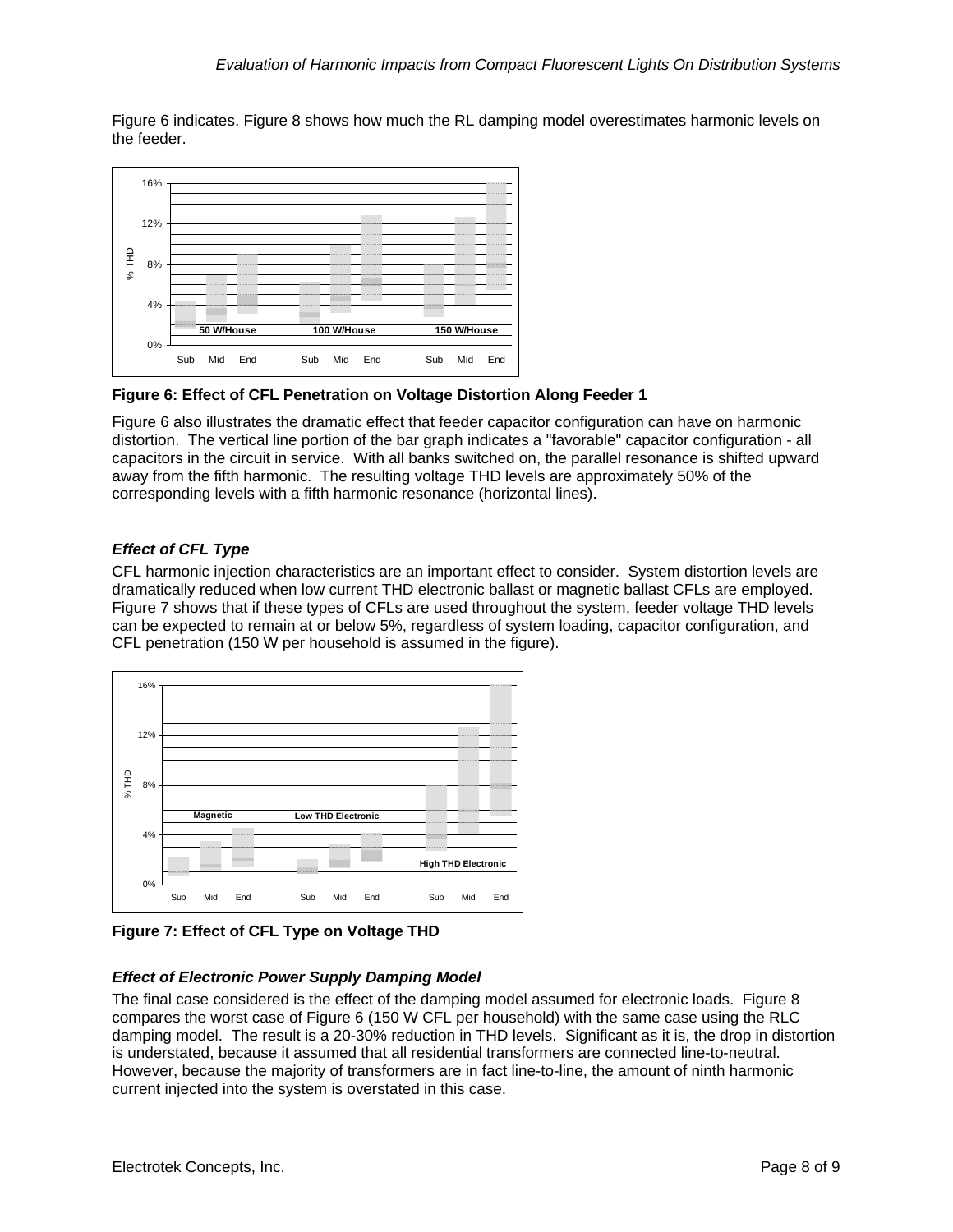Figure 6 indicates. Figure 8 shows how much the RL damping model overestimates harmonic levels on the feeder.

**Figure 6: Effect of CFL Penetration on Voltage Distortion Along Feeder 1**

Figure 6 also illustrates the dramatic effect that feeder capacitor configuration can have on harmonic distortion. The vertical line portion of the bar graph indicates a "favorable" capacitor configuration - all capacitors in the circuit in service. With all banks switched on, the parallel resonance is shifted upward away from the fifth harmonic. The resulting voltage THD levels are approximately 50% of the corresponding levels with a fifth harmonic resonance (horizontal lines).

### *Effect of CFL Type*

CFL harmonic injection characteristics are an important effect to consider. System distortion levels are dramatically reduced when low current THD electronic ballast or magnetic ballast CFLs are employed. Figure 7 shows that if these types of CFLs are used throughout the system, feeder voltage THD levels can be expected to remain at or below 5%, regardless of system loading, capacitor configuration, and CFL penetration (150 W per household is assumed in the figure).

**Figure 7: Effect of CFL Type on Voltage THD**

### *Effect of Electronic Power Supply Damping Model*

The final case considered is the effect of the damping model assumed for electronic loads. Figure 8 compares the worst case of Figure 6 (150 W CFL per household) with the same case using the RLC damping model. The result is a 20-30% reduction in THD levels. Significant as it is, the drop in distortion is understated, because it assumed that all residential transformers are connected line-to-neutral. However, because the majority of transformers are in fact line-to-line, the amount of ninth harmonic current injected into the system is overstated in this case.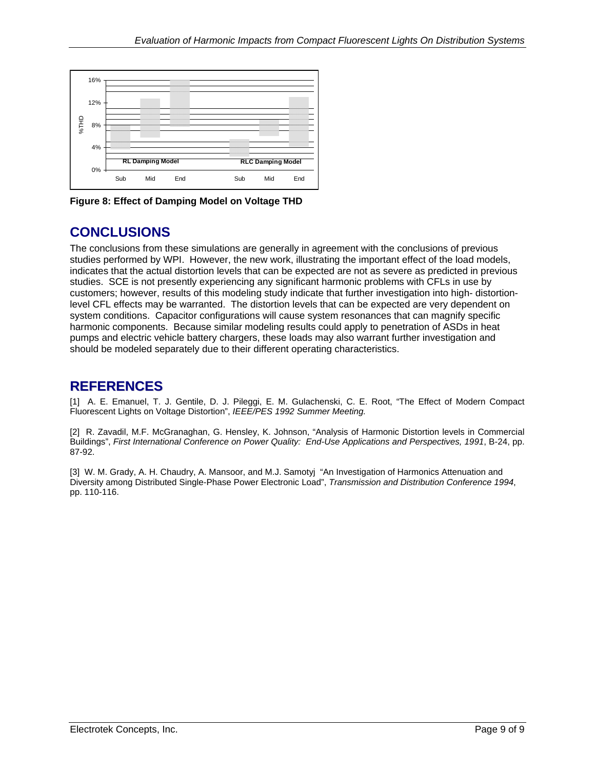16%

12%

8%

4%

0%

%THD

RL Damping Model

RLC Damping Model

Sub Mid End Sub Mid End

**Figure 8: Effect of Damping Model on Voltage THD**

## CONCLUSIONS

The conclusions from these simulations are generally in agreement with the conclusions of previous studies performed by WPI. However, the new work, illustrating the important effect of the load models, indicates that the actual distortion levels that can be expected are not as severe as predicted in previous studies. SCE is not presently experiencing any significant harmonic problems with CFLs in use by customers; however, results of this modeling study indicate that further investigation into high- distortion-level CFL effects may be warranted. The distortion levels that can be expected are very dependent on system conditions. Capacitor configurations will cause system resonances that can magnify specific harmonic components. Because similar modeling results could apply to penetration of ASDs in heat pumps and electric vehicle battery chargers, these loads may also warrant further investigation and should be modeled separately due to their different operating characteristics.

## REFERENCES

[1] A. E. Emanuel, T. J. Gentile, D. J. Pileggi, E. M. Gulachenski, C. E. Root, "The Effect of Modern Compact Fluorescent Lights on Voltage Distortion", *IEEE/PES 1992 Summer Meeting.*

[2] R. Zavadil, M.F. McGranaghan, G. Hensley, K. Johnson, "Analysis of Harmonic Distortion levels in Commercial Buildings", *First International Conference on Power Quality: End-Use Applications and Perspectives, 1991*, B-24, pp. 87-92.

[3] W. M. Grady, A. H. Chaudry, A. Mansoor, and M.J. Samotyj "An Investigation of Harmonics Attenuation and Diversity among Distributed Single-Phase Power Electronic Load", *Transmission and Distribution Conference 1994*, pp. 110-116.